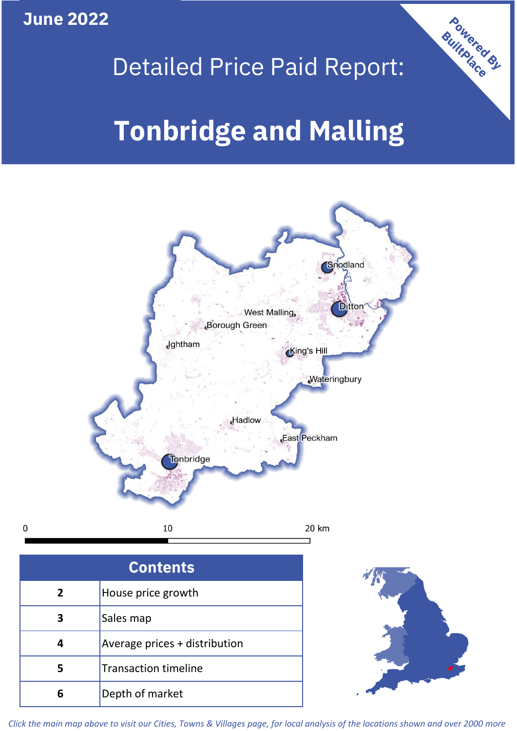June 2022

# Detailed Price Paid Report:

# Tonbridge and Malling

Powered By BuiltPlace

| Contents | |
|---|---|
| 2 | House price growth |
| 3 | Sales map |
| 4 | Average prices + distribution |
| 5 | Transaction timeline |
| 6 | Depth of market |

*Click the main map above to visit our Cities, Towns & Villages page, for local analysis of the locations shown and over 2000 more*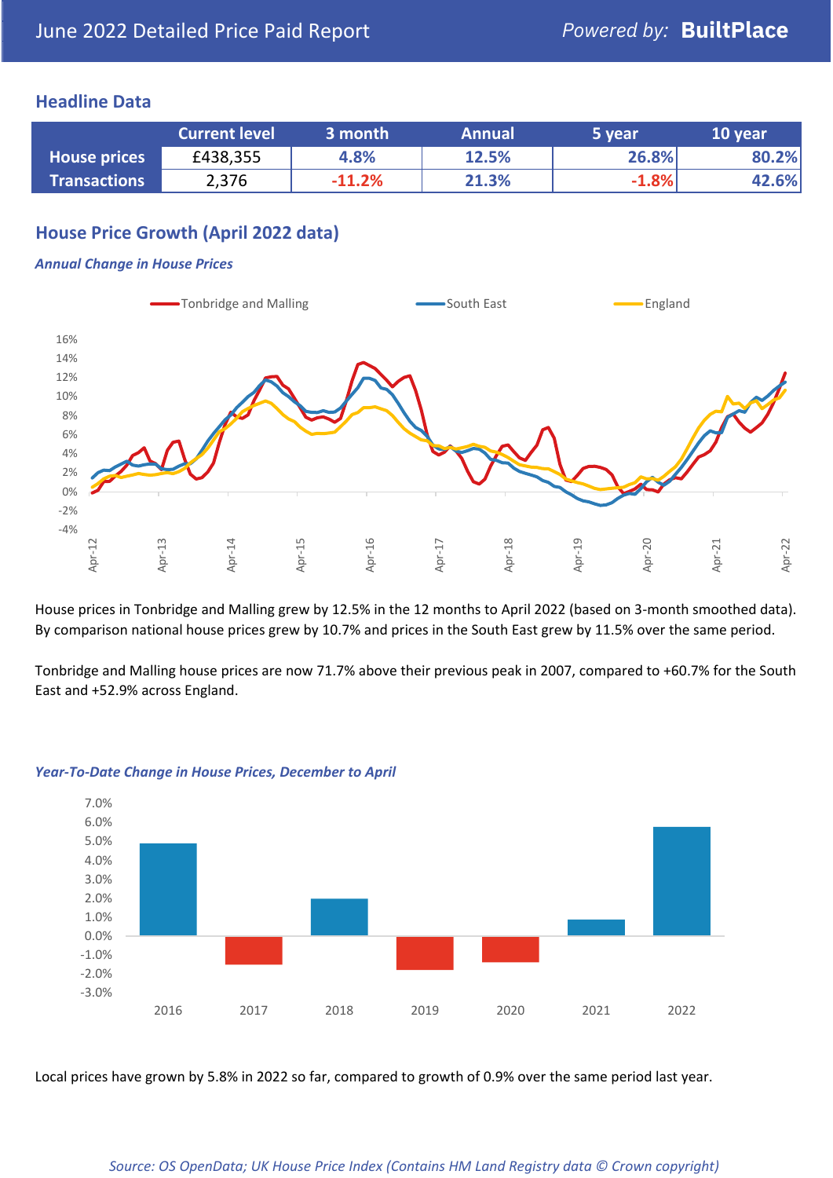# June 2022 Detailed Price Paid Report

Powered by: **BuiltPlace**

## Headline Data

| | Current level | 3 month | Annual | 5 year | 10 year |
|---|---|---|---|---|---|
| **House prices** | £438,355 | 4.8% | 12.5% | 26.8% | 80.2% |
| **Transactions** | 2,376 | -11.2% | 21.3% | -1.8% | 42.6% |

## House Price Growth (April 2022 data)

### *Annual Change in House Prices*

House prices in Tonbridge and Malling grew by 12.5% in the 12 months to April 2022 (based on 3-month smoothed data). By comparison national house prices grew by 10.7% and prices in the South East grew by 11.5% over the same period.

Tonbridge and Malling house prices are now 71.7% above their previous peak in 2007, compared to +60.7% for the South East and +52.9% across England.

### *Year-To-Date Change in House Prices, December to April*

Local prices have grown by 5.8% in 2022 so far, compared to growth of 0.9% over the same period last year.

*Source: OS OpenData; UK House Price Index (Contains HM Land Registry data © Crown copyright)*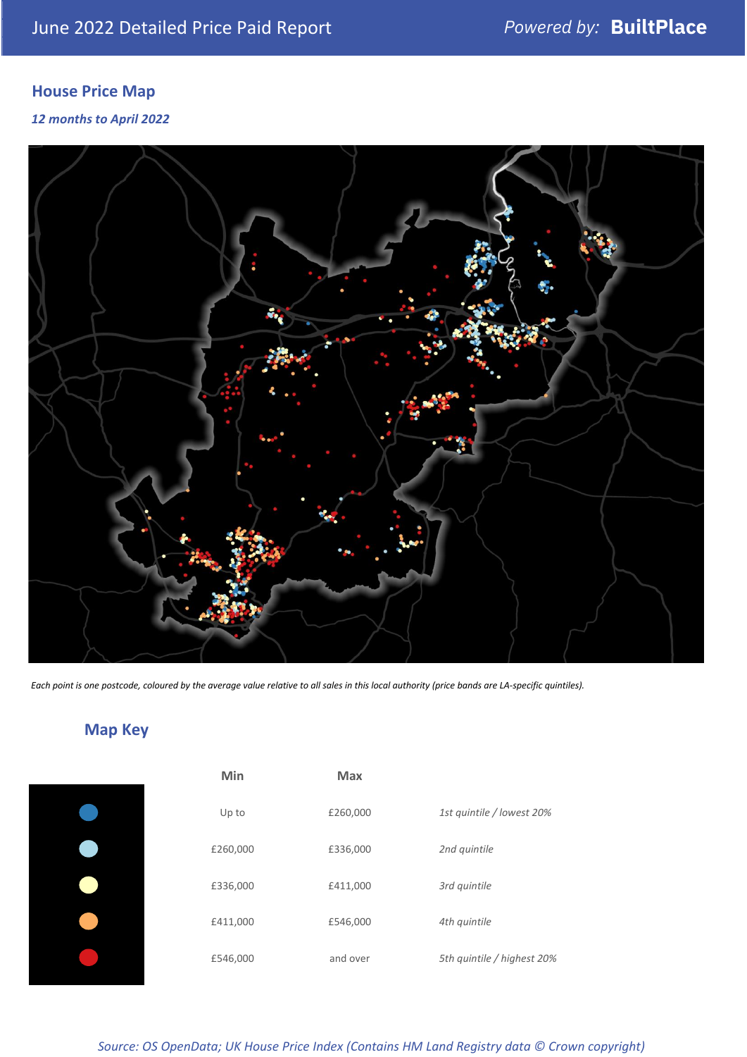June 2022 Detailed Price Paid Report

*Powered by:* **BuiltPlace**

## House Price Map

*12 months to April 2022*

*Each point is one postcode, coloured by the average value relative to all sales in this local authority (price bands are LA-specific quintiles).*

## Map Key

| | Min | Max | |
|---|---|---|---|
| | Up to | £260,000 | *1st quintile / lowest 20%* |
| | £260,000 | £336,000 | *2nd quintile* |
| | £336,000 | £411,000 | *3rd quintile* |
| | £411,000 | £546,000 | *4th quintile* |
| | £546,000 | and over | *5th quintile / highest 20%* |

*Source: OS OpenData; UK House Price Index (Contains HM Land Registry data © Crown copyright)*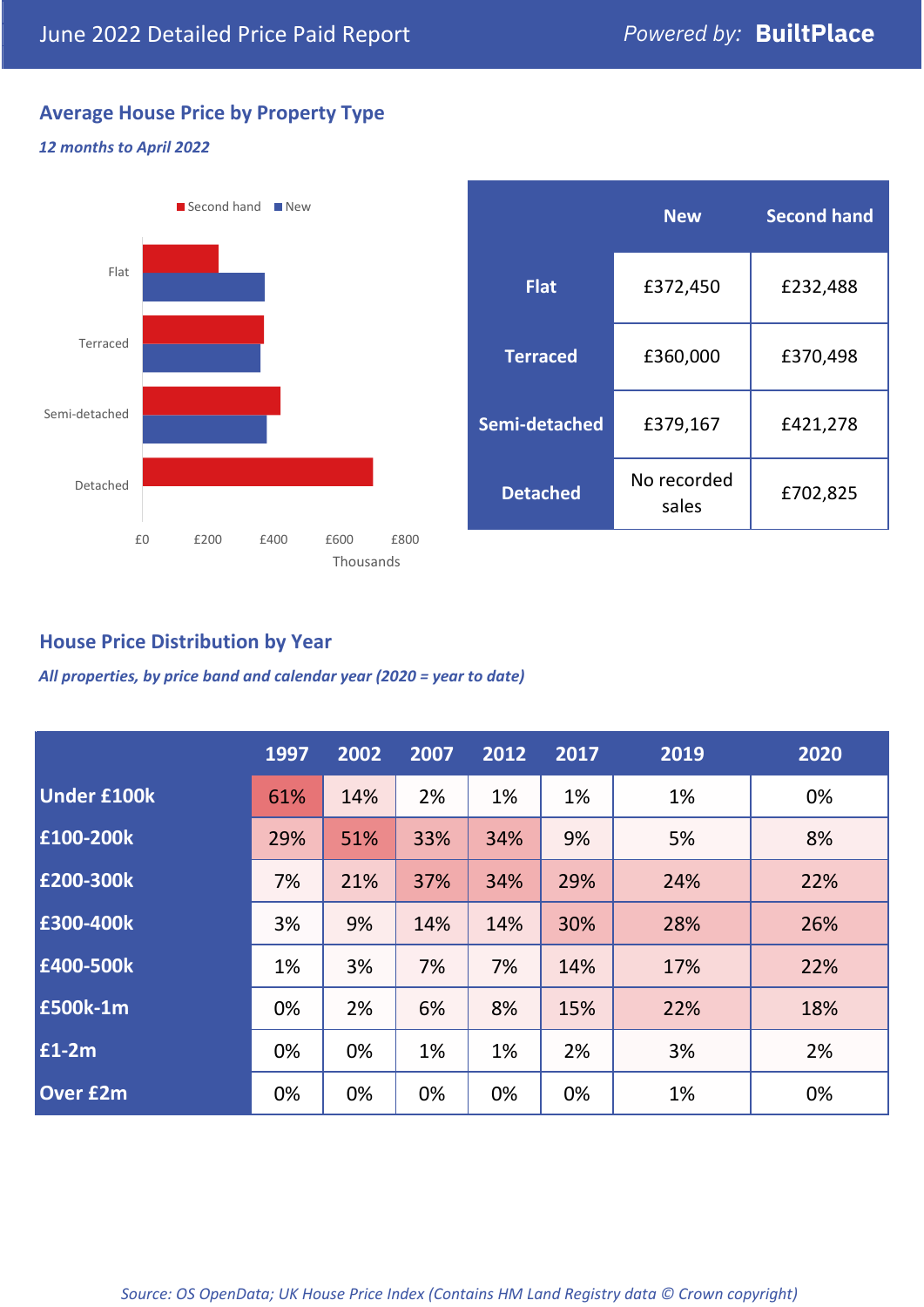# June 2022 Detailed Price Paid Report

Powered by: **BuiltPlace**

## Average House Price by Property Type

*12 months to April 2022*

| | New | Second hand |
|---|---|---|
| **Flat** | £372,450 | £232,488 |
| **Terraced** | £360,000 | £370,498 |
| **Semi-detached** | £379,167 | £421,278 |
| **Detached** | No recorded sales | £702,825 |

## House Price Distribution by Year

*All properties, by price band and calendar year (2020 = year to date)*

| | 1997 | 2002 | 2007 | 2012 | 2017 | 2019 | 2020 |
|---|---|---|---|---|---|---|---|
| **Under £100k** | 61% | 14% | 2% | 1% | 1% | 1% | 0% |
| **£100-200k** | 29% | 51% | 33% | 34% | 9% | 5% | 8% |
| **£200-300k** | 7% | 21% | 37% | 34% | 29% | 24% | 22% |
| **£300-400k** | 3% | 9% | 14% | 14% | 30% | 28% | 26% |
| **£400-500k** | 1% | 3% | 7% | 7% | 14% | 17% | 22% |
| **£500k-1m** | 0% | 2% | 6% | 8% | 15% | 22% | 18% |
| **£1-2m** | 0% | 0% | 1% | 1% | 2% | 3% | 2% |
| **Over £2m** | 0% | 0% | 0% | 0% | 0% | 1% | 0% |

*Source: OS OpenData; UK House Price Index (Contains HM Land Registry data © Crown copyright)*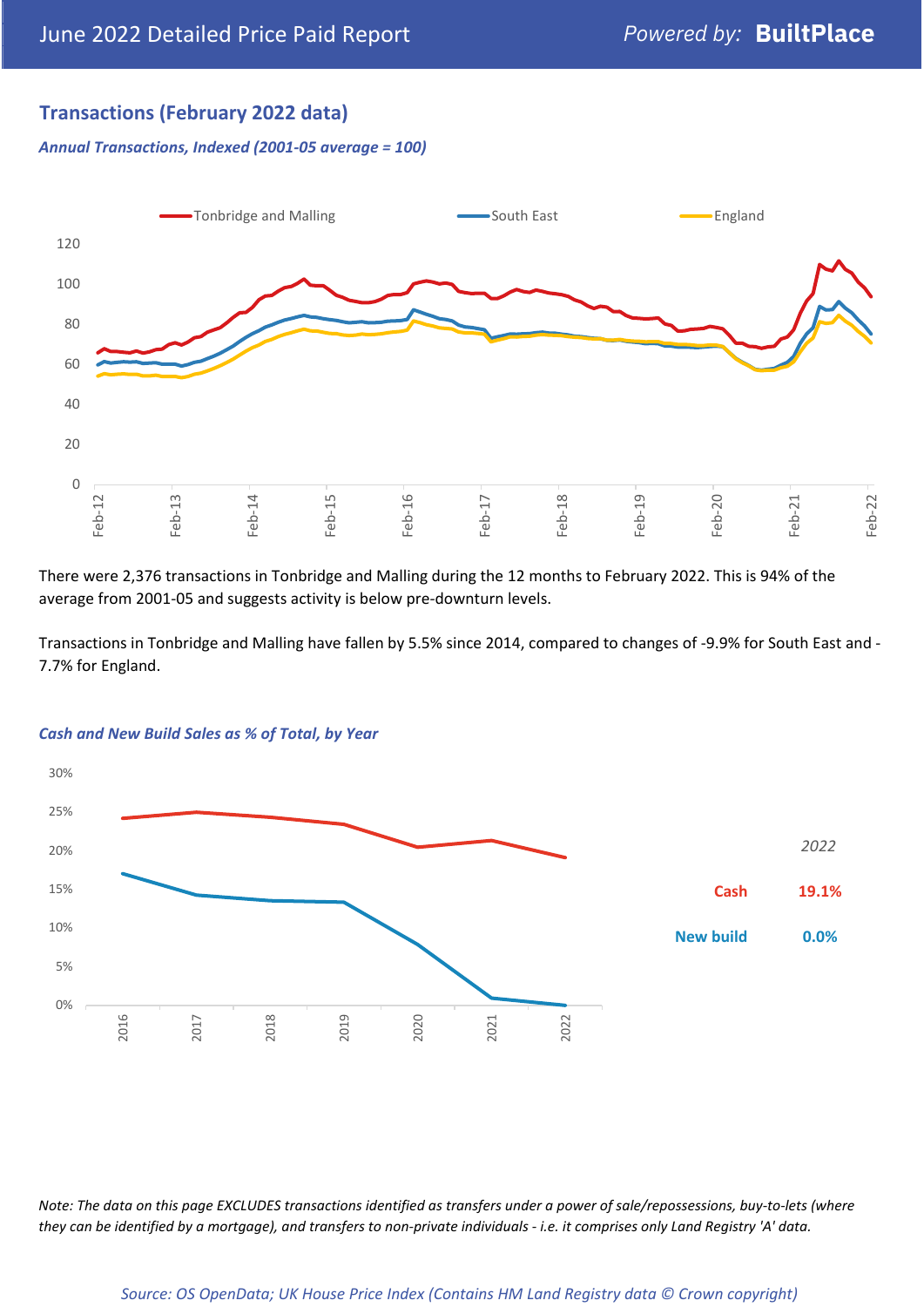## Transactions (February 2022 data)

*Annual Transactions, Indexed (2001-05 average = 100)*

There were 2,376 transactions in Tonbridge and Malling during the 12 months to February 2022. This is 94% of the average from 2001-05 and suggests activity is below pre-downturn levels.

Transactions in Tonbridge and Malling have fallen by 5.5% since 2014, compared to changes of -9.9% for South East and -7.7% for England.

*Cash and New Build Sales as % of Total, by Year*

| 2022 | |
|---|---|
| Cash | 19.1% |
| New build | 0.0% |

*Note: The data on this page EXCLUDES transactions identified as transfers under a power of sale/repossessions, buy-to-lets (where they can be identified by a mortgage), and transfers to non-private individuals - i.e. it comprises only Land Registry 'A' data.*

*Source: OS OpenData; UK House Price Index (Contains HM Land Registry data © Crown copyright)*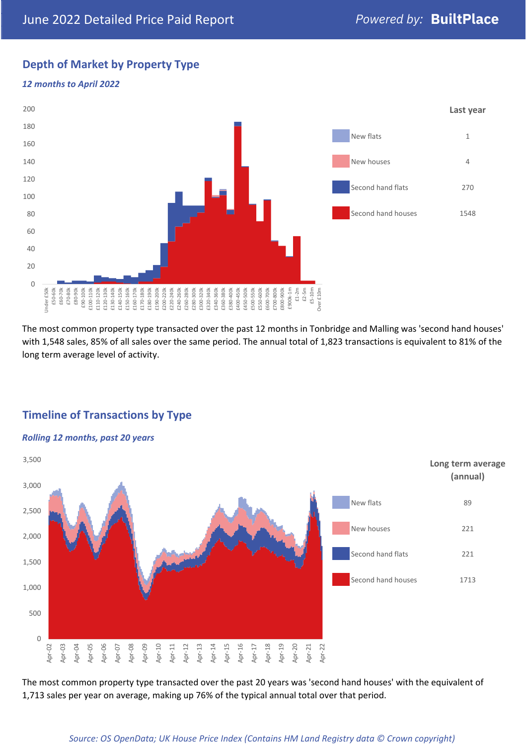June 2022 Detailed Price Paid Report

Powered by: **BuiltPlace**

## Depth of Market by Property Type

*12 months to April 2022*

200
180
160
140
120
100
80
60
40
20
0

Under £50k, £50-60k, £60-70k, £70-80k, £80-90k, £90-100k, £100-110k, £110-120k, £120-130k, £130-140k, £140-150k, £150-160k, £160-170k, £170-180k, £180-190k, £190-200k, £200-220k, £220-240k, £240-260k, £260-280k, £280-300k, £300-320k, £320-340k, £340-360k, £360-380k, £380-400k, £400-450k, £450-500k, £500-550k, £550-600k, £600-700k, £700-800k, £800-900k, £900k-1m, £1-2m, £2-5m, £5-10m, Over £10m

Last year

New flats 1

New houses 4

Second hand flats 270

Second hand houses 1548

The most common property type transacted over the past 12 months in Tonbridge and Malling was 'second hand houses' with 1,548 sales, 85% of all sales over the same period. The annual total of 1,823 transactions is equivalent to 81% of the long term average level of activity.

## Timeline of Transactions by Type

*Rolling 12 months, past 20 years*

3,500
3,000
2,500
2,000
1,500
1,000
500
0

Apr-02, Apr-03, Apr-04, Apr-05, Apr-06, Apr-07, Apr-08, Apr-09, Apr-10, Apr-11, Apr-12, Apr-13, Apr-14, Apr-15, Apr-16, Apr-17, Apr-18, Apr-19, Apr-20, Apr-21, Apr-22

Long term average (annual)

New flats 89

New houses 221

Second hand flats 221

Second hand houses 1713

The most common property type transacted over the past 20 years was 'second hand houses' with the equivalent of 1,713 sales per year on average, making up 76% of the typical annual total over that period.

*Source: OS OpenData; UK House Price Index (Contains HM Land Registry data © Crown copyright)*